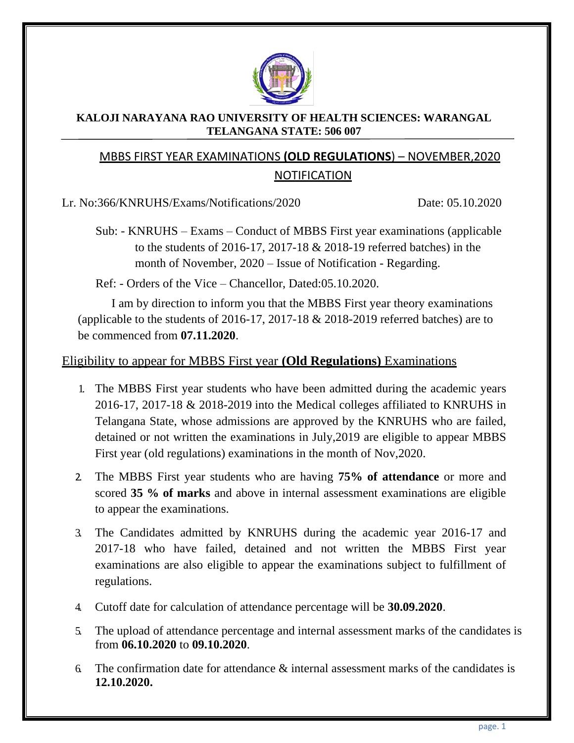**KALOJI NARAYANA RAO UNIVERSITY OF HEALTH SCIENCES: WARANGAL**
**TELANGANA STATE: 506 007**

# MBBS FIRST YEAR EXAMINATIONS **(OLD REGULATIONS)** – NOVEMBER,2020

## NOTIFICATION

Lr. No:366/KNRUHS/Exams/Notifications/2020 Date: 05.10.2020

Sub: - KNRUHS – Exams – Conduct of MBBS First year examinations (applicable to the students of 2016-17, 2017-18 & 2018-19 referred batches) in the month of November, 2020 – Issue of Notification - Regarding.

Ref: - Orders of the Vice – Chancellor, Dated:05.10.2020.

I am by direction to inform you that the MBBS First year theory examinations (applicable to the students of 2016-17, 2017-18 & 2018-2019 referred batches) are to be commenced from **07.11.2020**.

## Eligibility to appear for MBBS First year **(Old Regulations)** Examinations

1. The MBBS First year students who have been admitted during the academic years 2016-17, 2017-18 & 2018-2019 into the Medical colleges affiliated to KNRUHS in Telangana State, whose admissions are approved by the KNRUHS who are failed, detained or not written the examinations in July,2019 are eligible to appear MBBS First year (old regulations) examinations in the month of Nov,2020.
2. The MBBS First year students who are having **75% of attendance** or more and scored **35 % of marks** and above in internal assessment examinations are eligible to appear the examinations.
3. The Candidates admitted by KNRUHS during the academic year 2016-17 and 2017-18 who have failed, detained and not written the MBBS First year examinations are also eligible to appear the examinations subject to fulfillment of regulations.
4. Cutoff date for calculation of attendance percentage will be **30.09.2020**.
5. The upload of attendance percentage and internal assessment marks of the candidates is from **06.10.2020** to **09.10.2020**.
6. The confirmation date for attendance & internal assessment marks of the candidates is **12.10.2020.**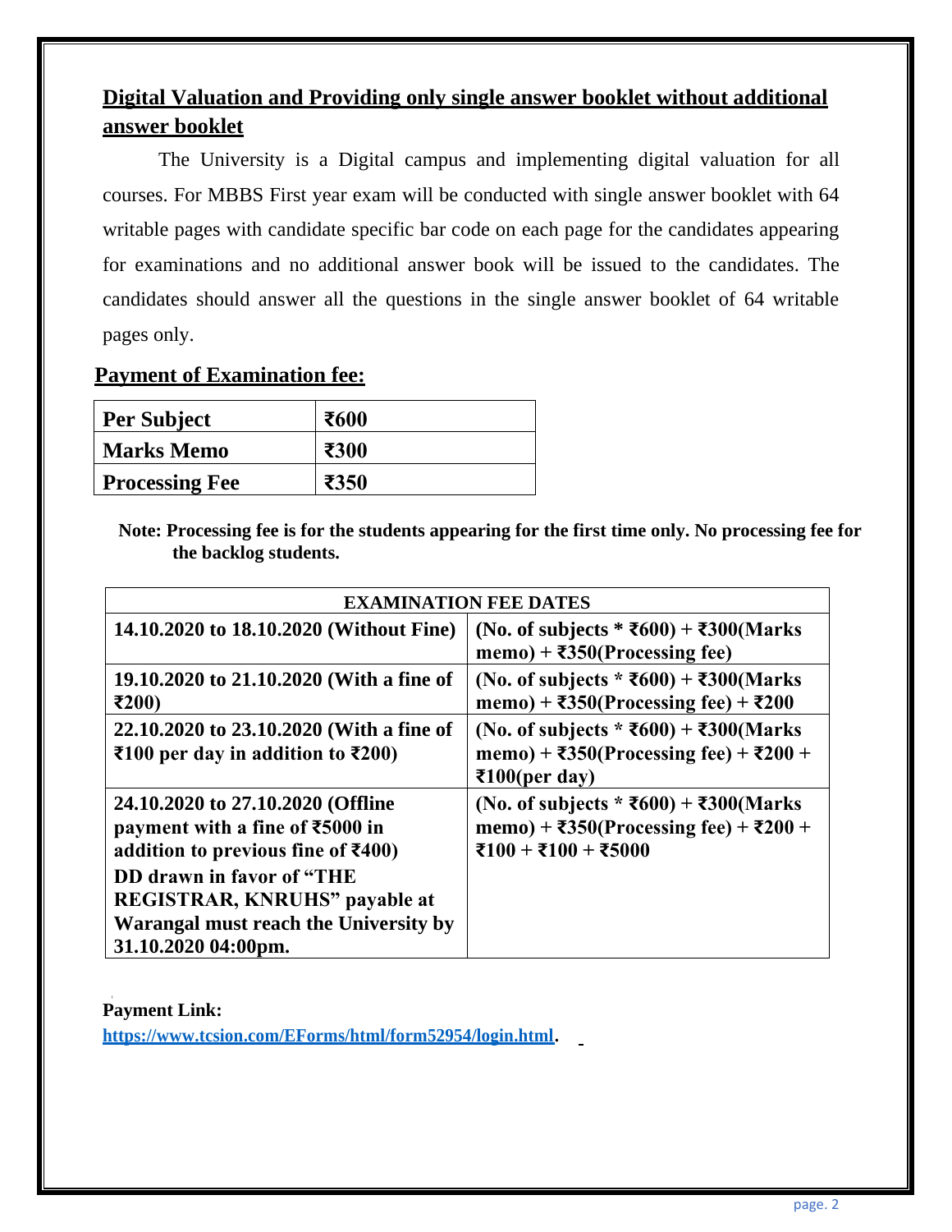## Digital Valuation and Providing only single answer booklet without additional answer booklet

The University is a Digital campus and implementing digital valuation for all courses. For MBBS First year exam will be conducted with single answer booklet with 64 writable pages with candidate specific bar code on each page for the candidates appearing for examinations and no additional answer book will be issued to the candidates. The candidates should answer all the questions in the single answer booklet of 64 writable pages only.

## Payment of Examination fee:

| Per Subject | ₹600 |
|---|---|
| Marks Memo | ₹300 |
| Processing Fee | ₹350 |

**Note: Processing fee is for the students appearing for the first time only. No processing fee for the backlog students.**

| EXAMINATION FEE DATES | |
|---|---|
| 14.10.2020 to 18.10.2020 (Without Fine) | (No. of subjects * ₹600) + ₹300(Marks memo) + ₹350(Processing fee) |
| 19.10.2020 to 21.10.2020 (With a fine of ₹200) | (No. of subjects * ₹600) + ₹300(Marks memo) + ₹350(Processing fee) + ₹200 |
| 22.10.2020 to 23.10.2020 (With a fine of ₹100 per day in addition to ₹200) | (No. of subjects * ₹600) + ₹300(Marks memo) + ₹350(Processing fee) + ₹200 + ₹100(per day) |
| 24.10.2020 to 27.10.2020 (Offline payment with a fine of ₹5000 in addition to previous fine of ₹400) DD drawn in favor of "THE REGISTRAR, KNRUHS" payable at Warangal must reach the University by 31.10.2020 04:00pm. | (No. of subjects * ₹600) + ₹300(Marks memo) + ₹350(Processing fee) + ₹200 + ₹100 + ₹100 + ₹5000 |

**Payment Link:**
**https://www.tcsion.com/EForms/html/form52954/login.html.**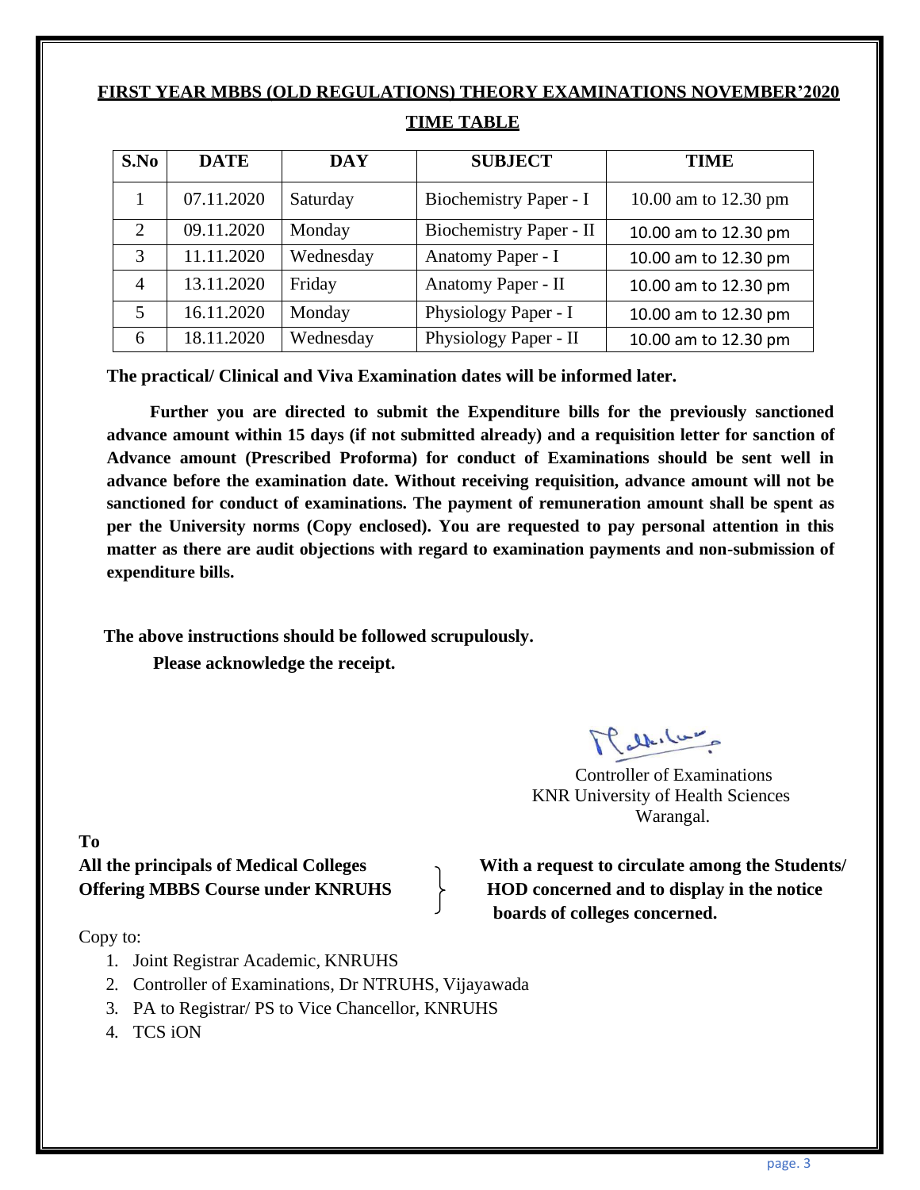## FIRST YEAR MBBS (OLD REGULATIONS) THEORY EXAMINATIONS NOVEMBER'2020

## TIME TABLE

| S.No | DATE | DAY | SUBJECT | TIME |
|---|---|---|---|---|
| 1 | 07.11.2020 | Saturday | Biochemistry Paper - I | 10.00 am to 12.30 pm |
| 2 | 09.11.2020 | Monday | Biochemistry Paper - II | 10.00 am to 12.30 pm |
| 3 | 11.11.2020 | Wednesday | Anatomy Paper - I | 10.00 am to 12.30 pm |
| 4 | 13.11.2020 | Friday | Anatomy Paper - II | 10.00 am to 12.30 pm |
| 5 | 16.11.2020 | Monday | Physiology Paper - I | 10.00 am to 12.30 pm |
| 6 | 18.11.2020 | Wednesday | Physiology Paper - II | 10.00 am to 12.30 pm |

**The practical/ Clinical and Viva Examination dates will be informed later.**

**Further you are directed to submit the Expenditure bills for the previously sanctioned advance amount within 15 days (if not submitted already) and a requisition letter for sanction of Advance amount (Prescribed Proforma) for conduct of Examinations should be sent well in advance before the examination date. Without receiving requisition, advance amount will not be sanctioned for conduct of examinations. The payment of remuneration amount shall be spent as per the University norms (Copy enclosed). You are requested to pay personal attention in this matter as there are audit objections with regard to examination payments and non-submission of expenditure bills.**

**The above instructions should be followed scrupulously.**

**Please acknowledge the receipt.**

Controller of Examinations
KNR University of Health Sciences
Warangal.

**To**
**All the principals of Medical Colleges Offering MBBS Course under KNRUHS** } **With a request to circulate among the Students/ HOD concerned and to display in the notice boards of colleges concerned.**

Copy to:

1. Joint Registrar Academic, KNRUHS
2. Controller of Examinations, Dr NTRUHS, Vijayawada
3. PA to Registrar/ PS to Vice Chancellor, KNRUHS
4. TCS iON